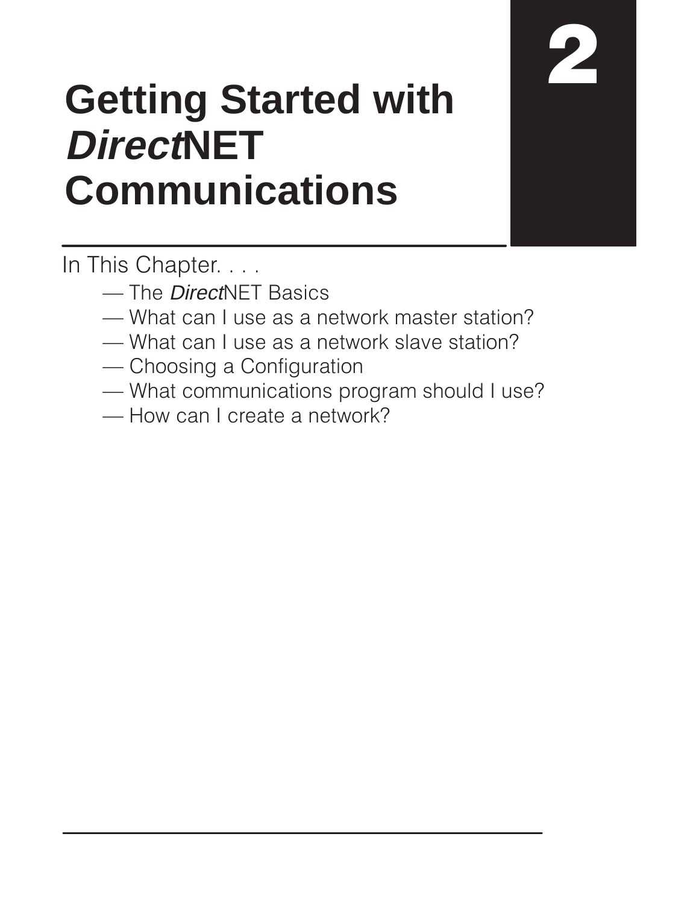# 2

# Getting Started with *Direct*NET Communications

In This Chapter. . . .

- — The *Direct*NET Basics
- — What can I use as a network master station?
- — What can I use as a network slave station?
- — Choosing a Configuration
- — What communications program should I use?
- — How can I create a network?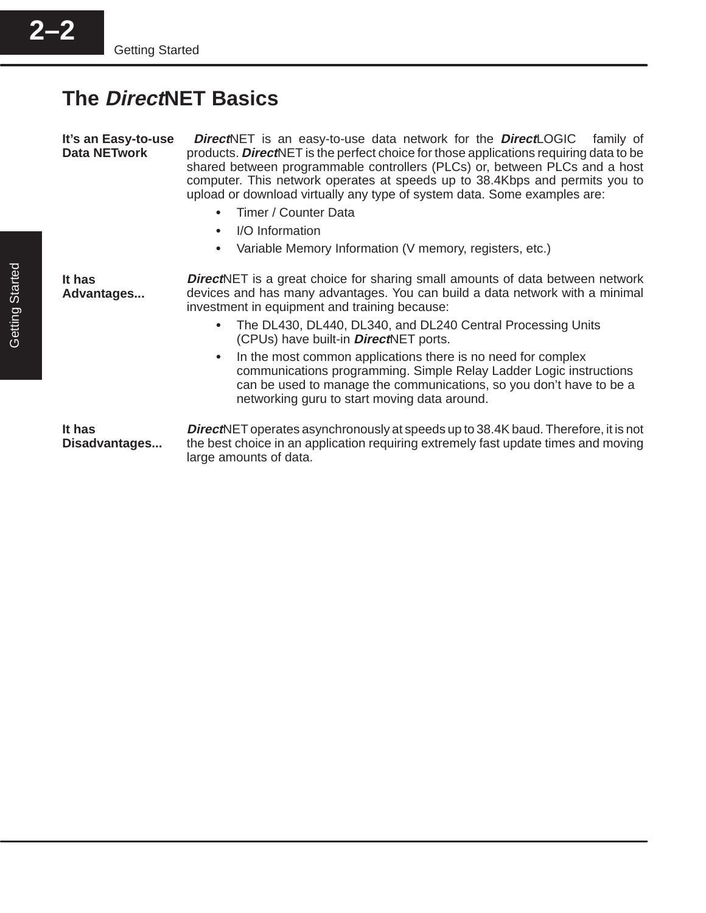# The *Direct*NET Basics

**It's an Easy-to-use Data NETwork**

***Direct***NET is an easy-to-use data network for the ***Direct***LOGIC family of products. ***Direct***NET is the perfect choice for those applications requiring data to be shared between programmable controllers (PLCs) or, between PLCs and a host computer. This network operates at speeds up to 38.4Kbps and permits you to upload or download virtually any type of system data. Some examples are:

- Timer / Counter Data
- I/O Information
- Variable Memory Information (V memory, registers, etc.)

**It has Advantages...**

***Direct***NET is a great choice for sharing small amounts of data between network devices and has many advantages. You can build a data network with a minimal investment in equipment and training because:

- The DL430, DL440, DL340, and DL240 Central Processing Units (CPUs) have built-in ***Direct***NET ports.
- In the most common applications there is no need for complex communications programming. Simple Relay Ladder Logic instructions can be used to manage the communications, so you don't have to be a networking guru to start moving data around.

**It has Disadvantages...**

***Direct***NET operates asynchronously at speeds up to 38.4K baud. Therefore, it is not the best choice in an application requiring extremely fast update times and moving large amounts of data.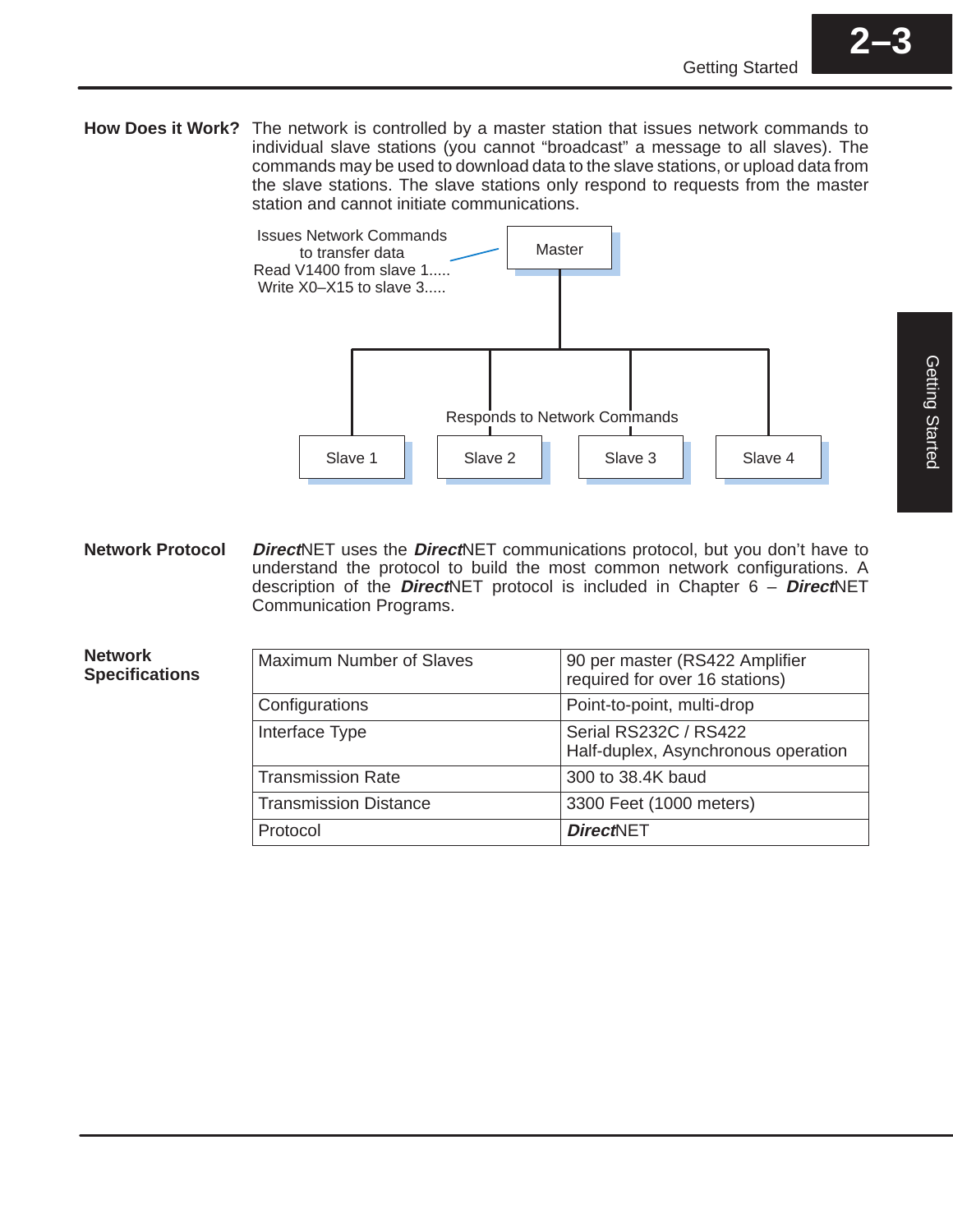## How Does it Work?

The network is controlled by a master station that issues network commands to individual slave stations (you cannot "broadcast" a message to all slaves). The commands may be used to download data to the slave stations, or upload data from the slave stations. The slave stations only respond to requests from the master station and cannot initiate communications.

Issues Network Commands to transfer data
Read V1400 from slave 1.....
Write X0–X15 to slave 3.....

Master

Responds to Network Commands

Slave 1 | Slave 2 | Slave 3 | Slave 4

## Network Protocol

***Direct***NET uses the ***Direct***NET communications protocol, but you don't have to understand the protocol to build the most common network configurations. A description of the ***Direct***NET protocol is included in Chapter 6 – ***Direct***NET Communication Programs.

## Network Specifications

| | |
|---|---|
| Maximum Number of Slaves | 90 per master (RS422 Amplifier required for over 16 stations) |
| Configurations | Point-to-point, multi-drop |
| Interface Type | Serial RS232C / RS422<br>Half-duplex, Asynchronous operation |
| Transmission Rate | 300 to 38.4K baud |
| Transmission Distance | 3300 Feet (1000 meters) |
| Protocol | ***Direct***NET |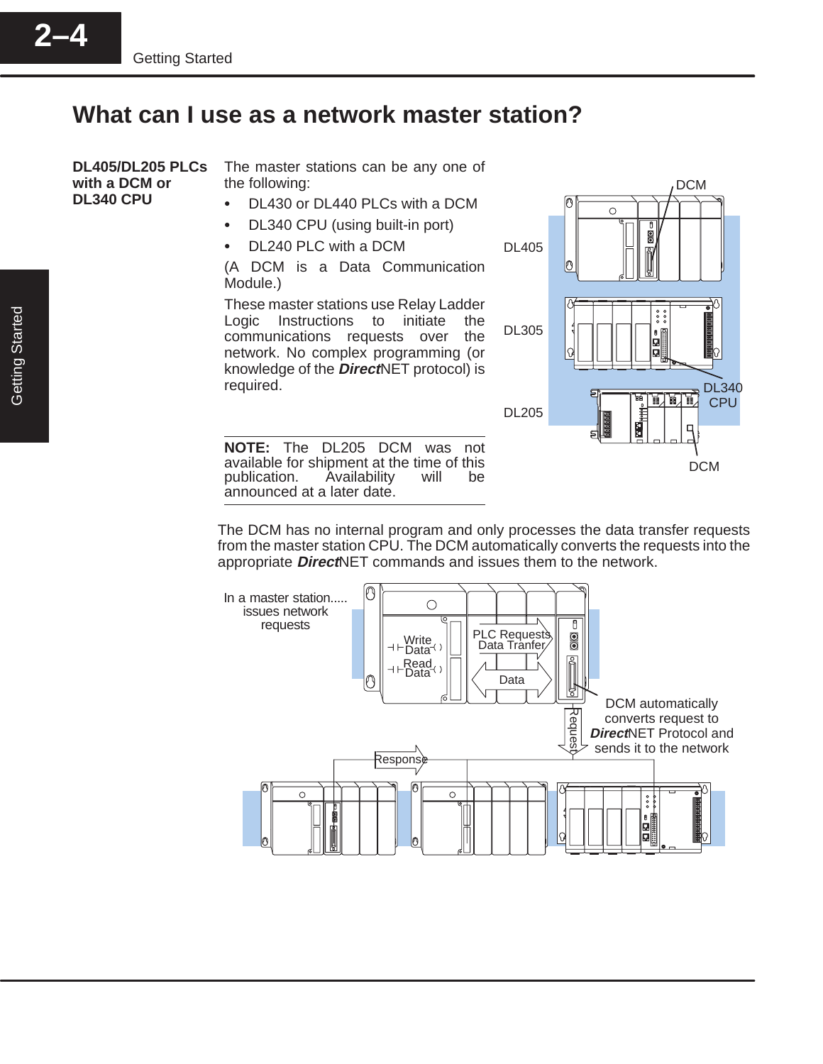# What can I use as a network master station?

**DL405/DL205 PLCs with a DCM or DL340 CPU**

The master stations can be any one of the following:

- DL430 or DL440 PLCs with a DCM
- DL340 CPU (using built-in port)
- DL240 PLC with a DCM

(A DCM is a Data Communication Module.)

These master stations use Relay Ladder Logic Instructions to initiate the communications requests over the network. No complex programming (or knowledge of the ***Direct***NET protocol) is required.

**NOTE:** The DL205 DCM was not available for shipment at the time of this publication. Availability will be announced at a later date.

The DCM has no internal program and only processes the data transfer requests from the master station CPU. The DCM automatically converts the requests into the appropriate ***Direct***NET commands and issues them to the network.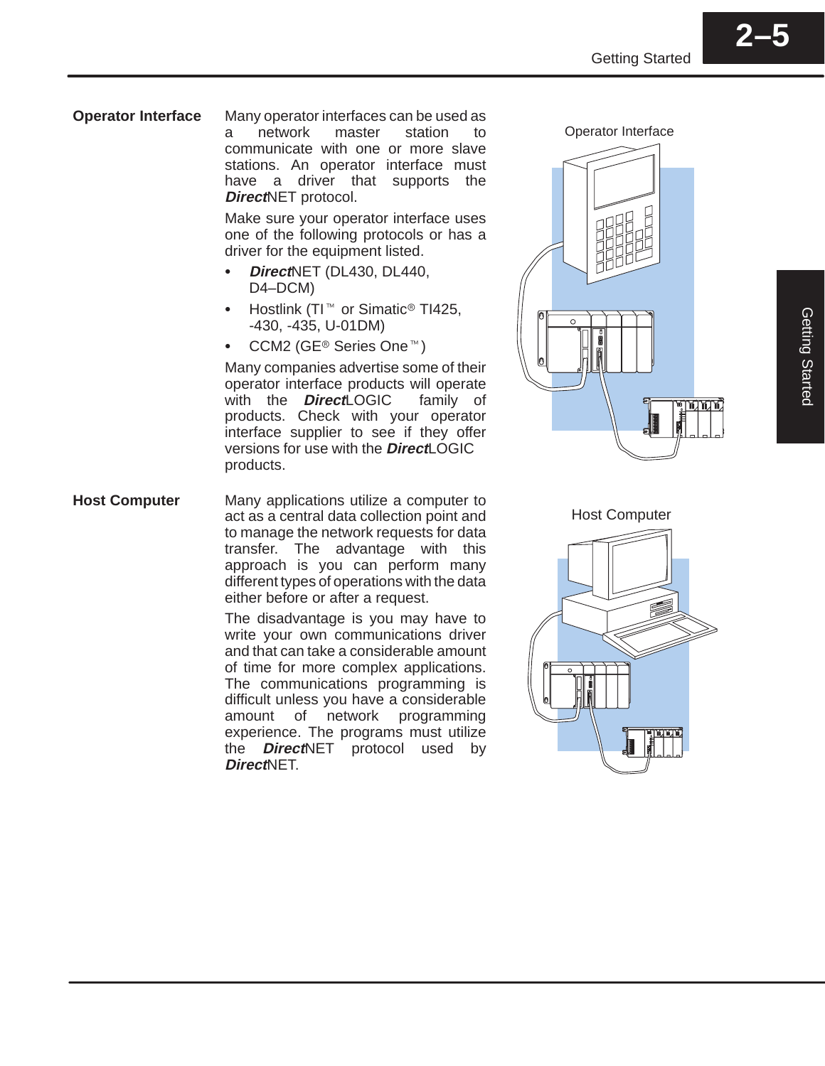## Operator Interface

Many operator interfaces can be used as a network master station to communicate with one or more slave stations. An operator interface must have a driver that supports the ***Direct***NET protocol.

Make sure your operator interface uses one of the following protocols or has a driver for the equipment listed.

- ***Direct***NET (DL430, DL440, D4–DCM)
- Hostlink (TI™ or Simatic® TI425, -430, -435, U-01DM)
- CCM2 (GE® Series One™)

Many companies advertise some of their operator interface products will operate with the ***Direct***LOGIC family of products. Check with your operator interface supplier to see if they offer versions for use with the ***Direct***LOGIC products.

Operator Interface

## Host Computer

Many applications utilize a computer to act as a central data collection point and to manage the network requests for data transfer. The advantage with this approach is you can perform many different types of operations with the data either before or after a request.

The disadvantage is you may have to write your own communications driver and that can take a considerable amount of time for more complex applications. The communications programming is difficult unless you have a considerable amount of network programming experience. The programs must utilize the ***Direct***NET protocol used by ***Direct***NET.

Host Computer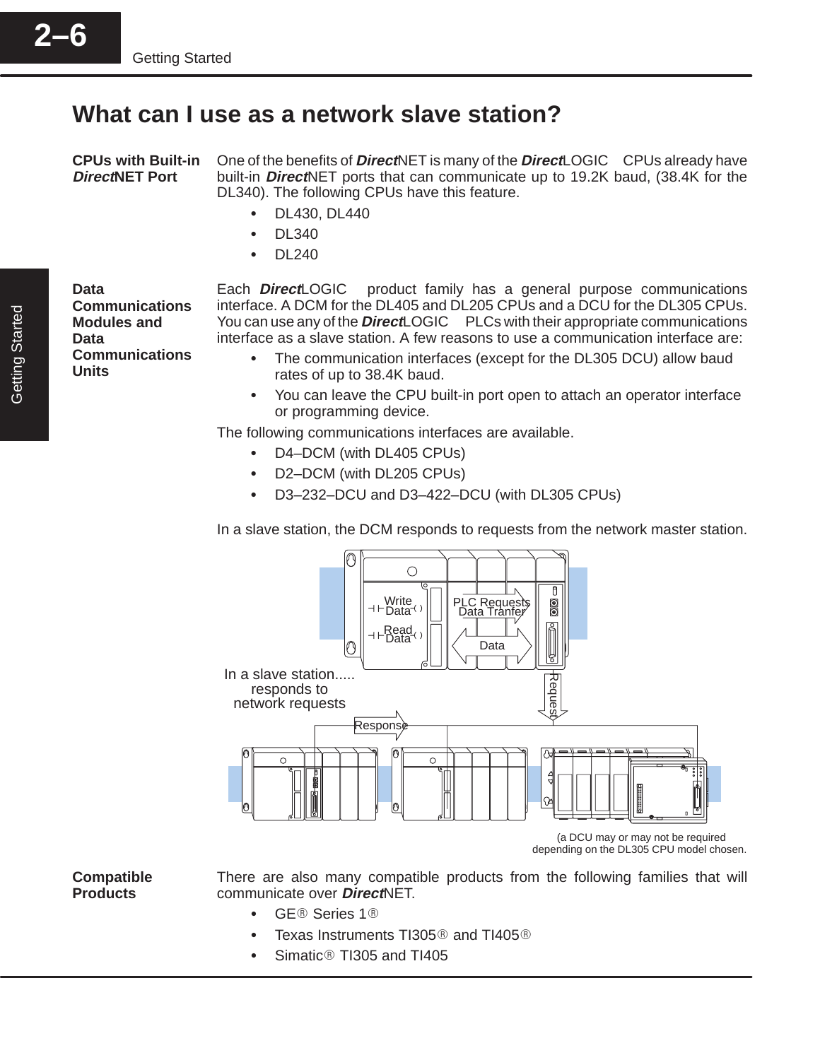## What can I use as a network slave station?

**CPUs with Built-in *Direct*NET Port**

One of the benefits of ***Direct*NET** is many of the ***Direct*LOGIC** CPUs already have built-in ***Direct*NET** ports that can communicate up to 19.2K baud, (38.4K for the DL340). The following CPUs have this feature.

- DL430, DL440
- DL340
- DL240

**Data Communications Modules and Data Communications Units**

Each ***Direct*LOGIC** product family has a general purpose communications interface. A DCM for the DL405 and DL205 CPUs and a DCU for the DL305 CPUs. You can use any of the ***Direct*LOGIC** PLCs with their appropriate communications interface as a slave station. A few reasons to use a communication interface are:

- The communication interfaces (except for the DL305 DCU) allow baud rates of up to 38.4K baud.
- You can leave the CPU built-in port open to attach an operator interface or programming device.

The following communications interfaces are available.

- D4–DCM (with DL405 CPUs)
- D2–DCM (with DL205 CPUs)
- D3–232–DCU and D3–422–DCU (with DL305 CPUs)

In a slave station, the DCM responds to requests from the network master station.

(a DCU may or may not be required depending on the DL305 CPU model chosen.

**Compatible Products**

There are also many compatible products from the following families that will communicate over ***Direct*NET**.

- GE® Series 1®
- Texas Instruments TI305® and TI405®
- Simatic® TI305 and TI405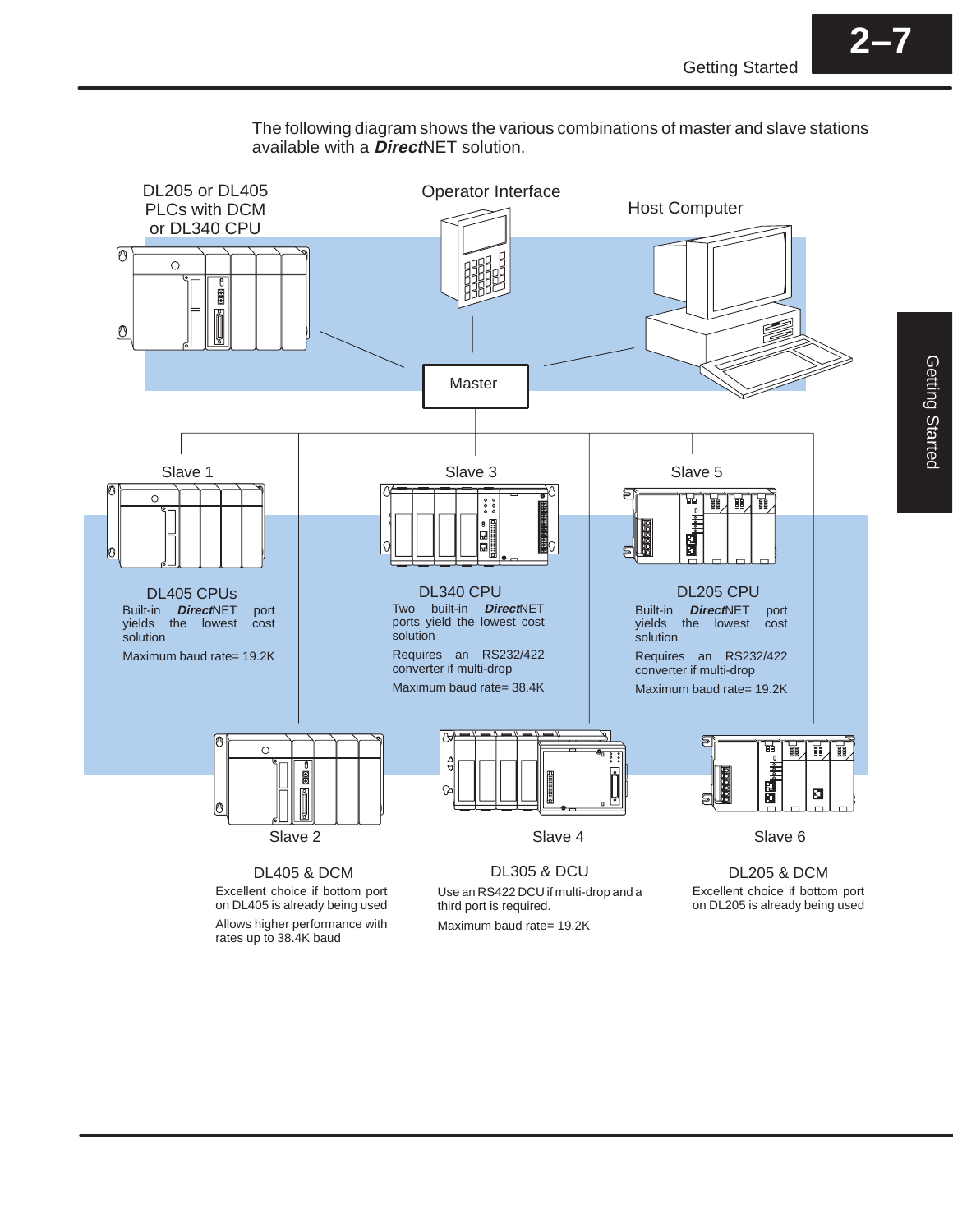The following diagram shows the various combinations of master and slave stations available with a ***Direct***NET solution.

DL205 or DL405 PLCs with DCM or DL340 CPU

Operator Interface

Host Computer

Master

Slave 1

**DL405 CPUs**

Built-in ***Direct***NET port yields the lowest cost solution

Maximum baud rate= 19.2K

Slave 3

**DL340 CPU**

Two built-in ***Direct***NET ports yield the lowest cost solution

Requires an RS232/422 converter if multi-drop

Maximum baud rate= 38.4K

Slave 5

**DL205 CPU**

Built-in ***Direct***NET port yields the lowest cost solution

Requires an RS232/422 converter if multi-drop

Maximum baud rate= 19.2K

Slave 2

**DL405 & DCM**

Excellent choice if bottom port on DL405 is already being used

Allows higher performance with rates up to 38.4K baud

Slave 4

**DL305 & DCU**

Use an RS422 DCU if multi-drop and a third port is required.

Maximum baud rate= 19.2K

Slave 6

**DL205 & DCM**

Excellent choice if bottom port on DL205 is already being used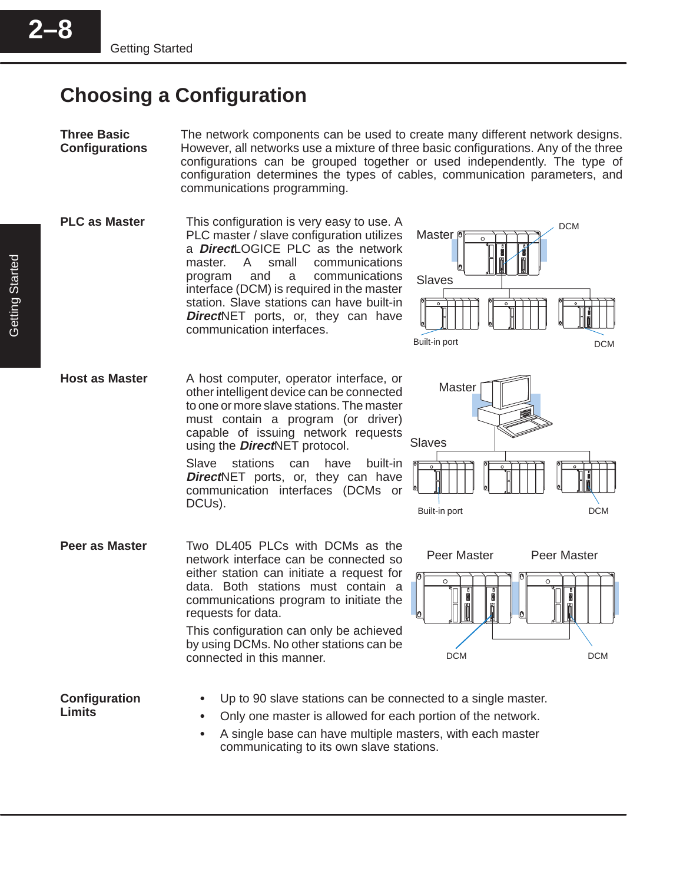## Choosing a Configuration

**Three Basic Configurations**

The network components can be used to create many different network designs. However, all networks use a mixture of three basic configurations. Any of the three configurations can be grouped together or used independently. The type of configuration determines the types of cables, communication parameters, and communications programming.

**PLC as Master**

This configuration is very easy to use. A PLC master / slave configuration utilizes a ***Direct***LOGICE PLC as the network master. A small communications program and a communications interface (DCM) is required in the master station. Slave stations can have built-in ***Direct***NET ports, or, they can have communication interfaces.

**Host as Master**

A host computer, operator interface, or other intelligent device can be connected to one or more slave stations. The master must contain a program (or driver) capable of issuing network requests using the ***Direct***NET protocol.

Slave stations can have built-in ***Direct***NET ports, or, they can have communication interfaces (DCMs or DCUs).

**Peer as Master**

Two DL405 PLCs with DCMs as the network interface can be connected so either station can initiate a request for data. Both stations must contain a communications program to initiate the requests for data.

This configuration can only be achieved by using DCMs. No other stations can be connected in this manner.

**Configuration Limits**

- Up to 90 slave stations can be connected to a single master.
- Only one master is allowed for each portion of the network.
- A single base can have multiple masters, with each master communicating to its own slave stations.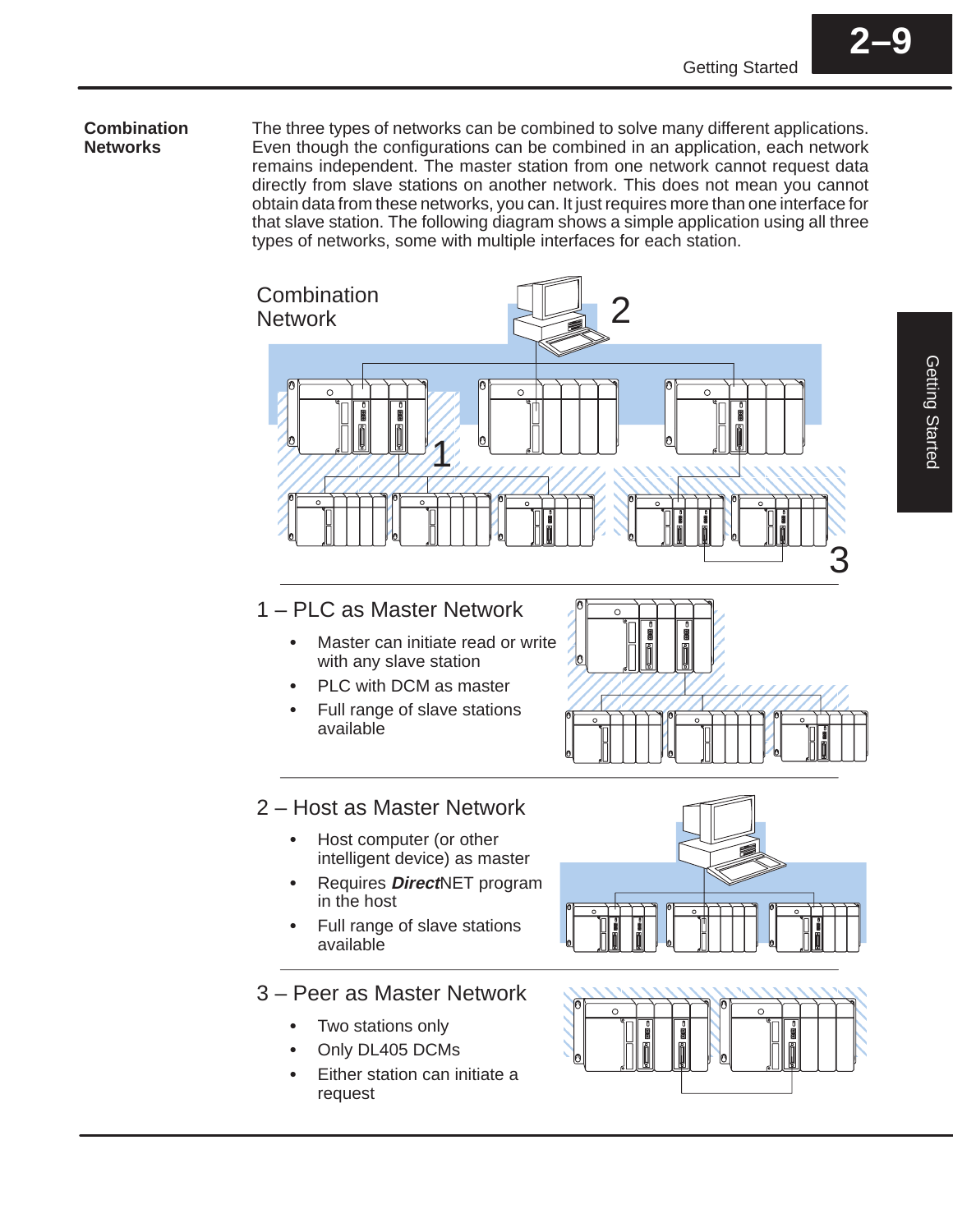## Combination Networks

The three types of networks can be combined to solve many different applications. Even though the configurations can be combined in an application, each network remains independent. The master station from one network cannot request data directly from slave stations on another network. This does not mean you cannot obtain data from these networks, you can. It just requires more than one interface for that slave station. The following diagram shows a simple application using all three types of networks, some with multiple interfaces for each station.

Combination Network

### 1 – PLC as Master Network

- Master can initiate read or write with any slave station
- PLC with DCM as master
- Full range of slave stations available

### 2 – Host as Master Network

- Host computer (or other intelligent device) as master
- Requires ***Direct***NET program in the host
- Full range of slave stations available

### 3 – Peer as Master Network

- Two stations only
- Only DL405 DCMs
- Either station can initiate a request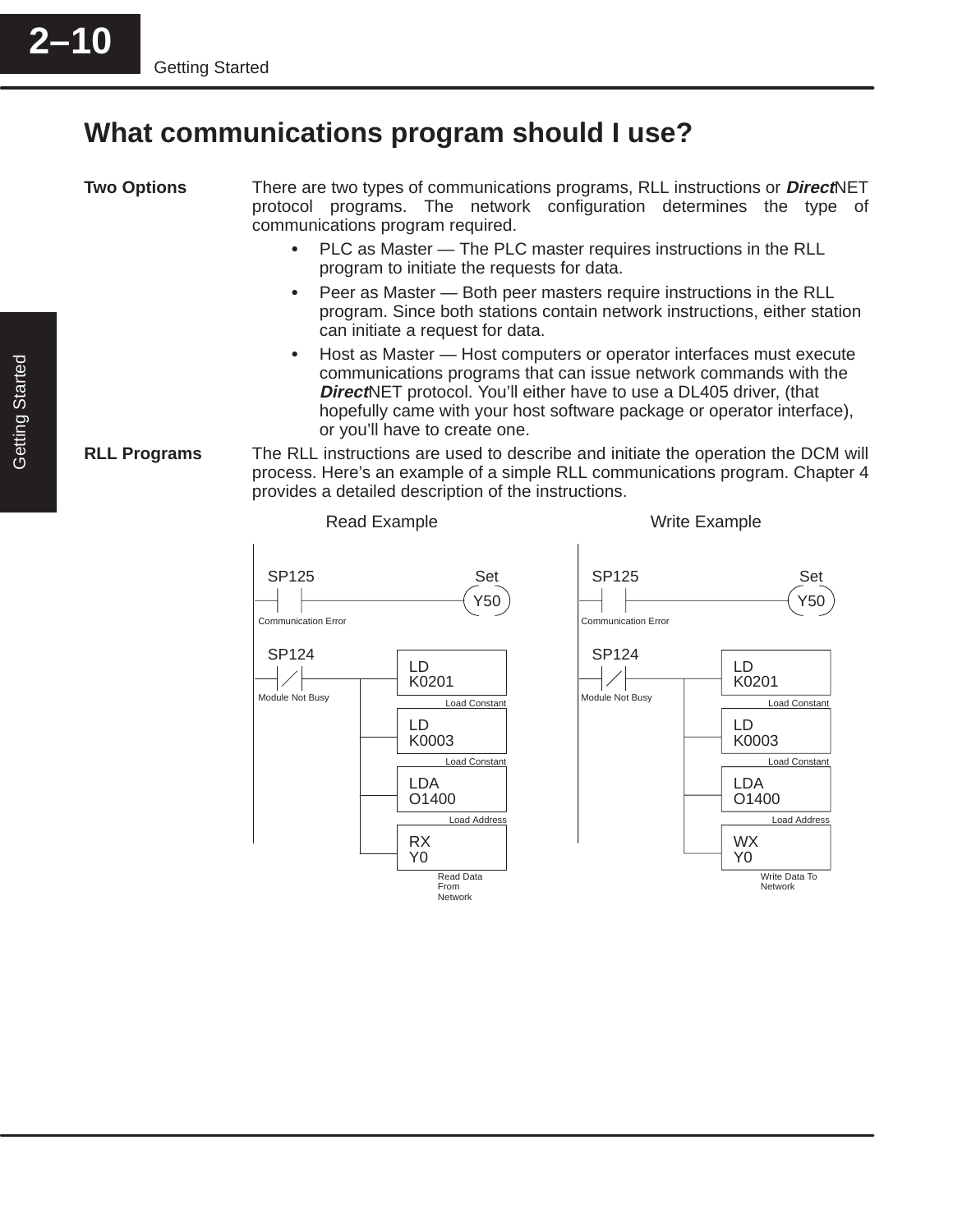## What communications program should I use?

**Two Options**

There are two types of communications programs, RLL instructions or ***Direct*NET** protocol programs. The network configuration determines the type of communications program required.

- PLC as Master — The PLC master requires instructions in the RLL program to initiate the requests for data.
- Peer as Master — Both peer masters require instructions in the RLL program. Since both stations contain network instructions, either station can initiate a request for data.
- Host as Master — Host computers or operator interfaces must execute communications programs that can issue network commands with the ***Direct*NET** protocol. You'll either have to use a DL405 driver, (that hopefully came with your host software package or operator interface), or you'll have to create one.

**RLL Programs**

The RLL instructions are used to describe and initiate the operation the DCM will process. Here's an example of a simple RLL communications program. Chapter 4 provides a detailed description of the instructions.

Read Example

```
SP125                              Set
--| |-----------------------------(Y50)
Communication Error

SP124
--|/|----------+----[ LD    K0201 ]  Load Constant
Module Not Busy |
               +----[ LD    K0003 ]  Load Constant
               |
               +----[ LDA   O1400 ]  Load Address
               |
               +----[ RX    Y0    ]  Read Data From Network
```

Write Example

```
SP125                              Set
--| |-----------------------------(Y50)
Communication Error

SP124
--|/|----------+----[ LD    K0201 ]  Load Constant
Module Not Busy |
               +----[ LD    K0003 ]  Load Constant
               |
               +----[ LDA   O1400 ]  Load Address
               |
               +----[ WX    Y0    ]  Write Data To Network
```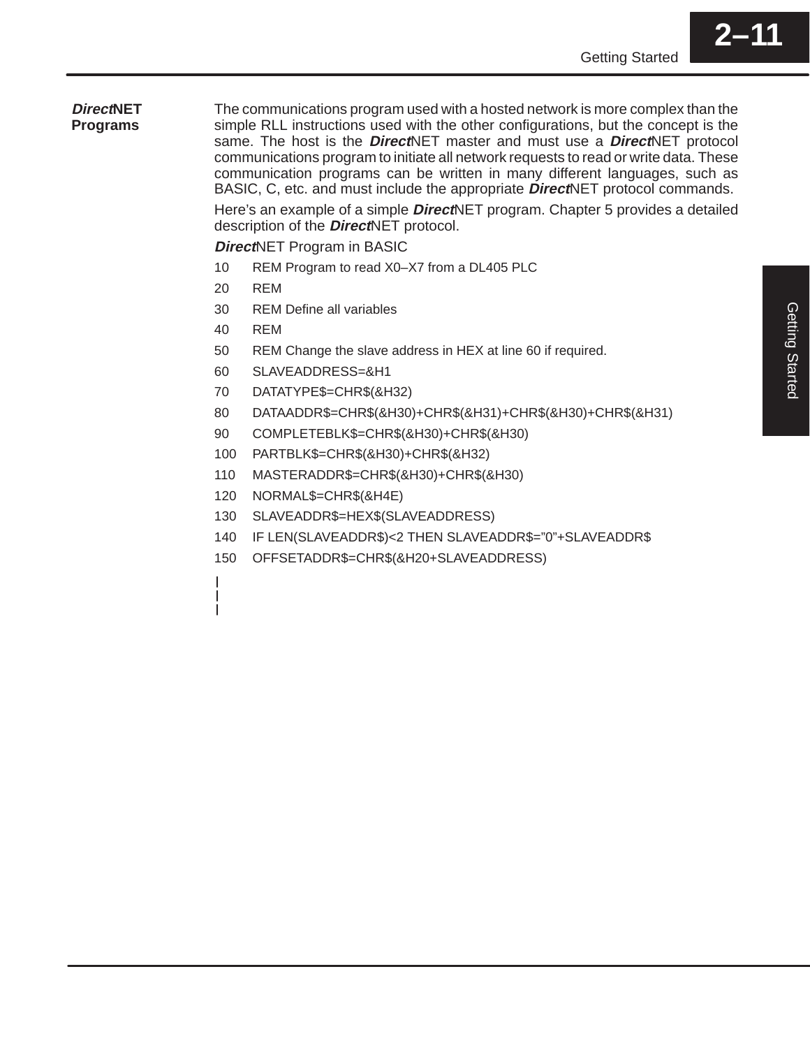## ***Direct*NET Programs**

The communications program used with a hosted network is more complex than the simple RLL instructions used with the other configurations, but the concept is the same. The host is the ***Direct***NET master and must use a ***Direct***NET protocol communications program to initiate all network requests to read or write data. These communication programs can be written in many different languages, such as BASIC, C, etc. and must include the appropriate ***Direct***NET protocol commands.

Here's an example of a simple ***Direct***NET program. Chapter 5 provides a detailed description of the ***Direct***NET protocol.

***Direct***NET Program in BASIC

```
10    REM Program to read X0–X7 from a DL405 PLC
20    REM
30    REM Define all variables
40    REM
50    REM Change the slave address in HEX at line 60 if required.
60    SLAVEADDRESS=&H1
70    DATATYPE$=CHR$(&H32)
80    DATAADDR$=CHR$(&H30)+CHR$(&H31)+CHR$(&H30)+CHR$(&H31)
90    COMPLETEBLK$=CHR$(&H30)+CHR$(&H30)
100   PARTBLK$=CHR$(&H30)+CHR$(&H32)
110   MASTERADDR$=CHR$(&H30)+CHR$(&H30)
120   NORMAL$=CHR$(&H4E)
130   SLAVEADDR$=HEX$(SLAVEADDRESS)
140   IF LEN(SLAVEADDR$)<2 THEN SLAVEADDR$=”0”+SLAVEADDR$
150   OFFSETADDR$=CHR$(&H20+SLAVEADDRESS)
|
|
|
```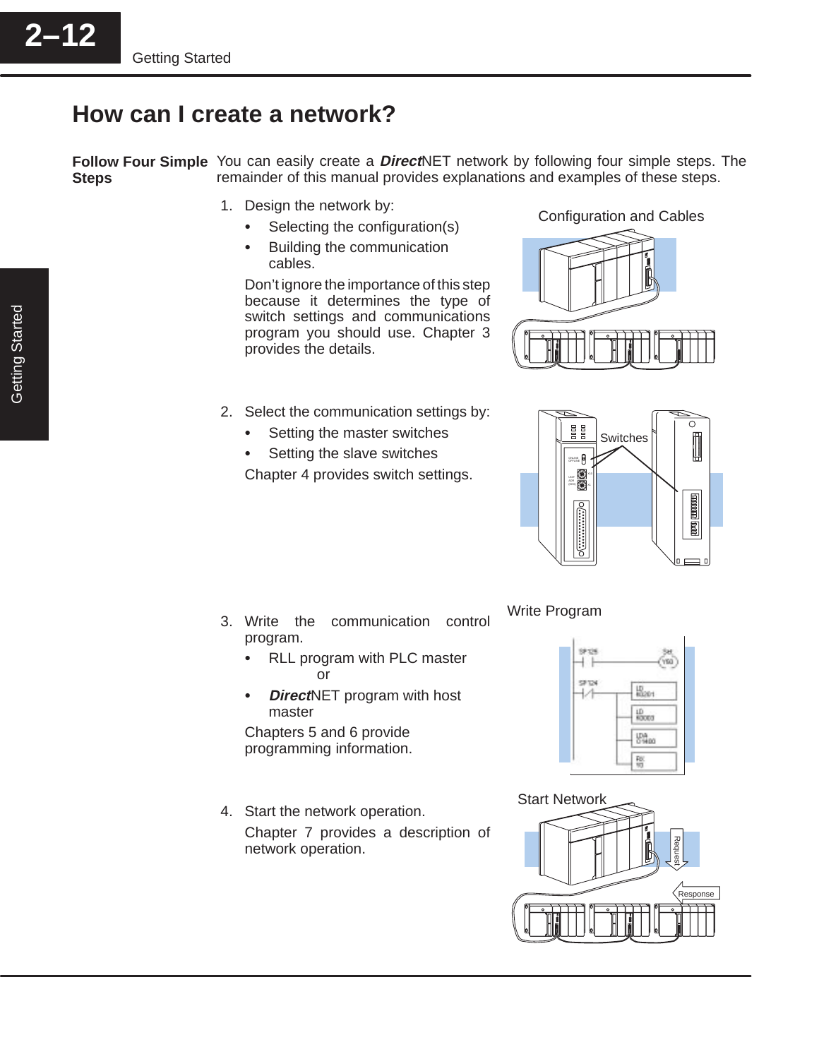# How can I create a network?

**Follow Four Simple Steps**

You can easily create a ***Direct***NET network by following four simple steps. The remainder of this manual provides explanations and examples of these steps.

1. Design the network by:
   - Selecting the configuration(s)
   - Building the communication cables.

   Don't ignore the importance of this step because it determines the type of switch settings and communications program you should use. Chapter 3 provides the details.

Configuration and Cables

2. Select the communication settings by:
   - Setting the master switches
   - Setting the slave switches

   Chapter 4 provides switch settings.

Switches

3. Write the communication control program.
   - RLL program with PLC master
     or
   - ***Direct***NET program with host master

   Chapters 5 and 6 provide programming information.

Write Program

SP125

Set

Y60

SP124

LD K0201

LD K0003

LDA O1400

RX Y0

4. Start the network operation.

   Chapter 7 provides a description of network operation.

Start Network

Request

Response